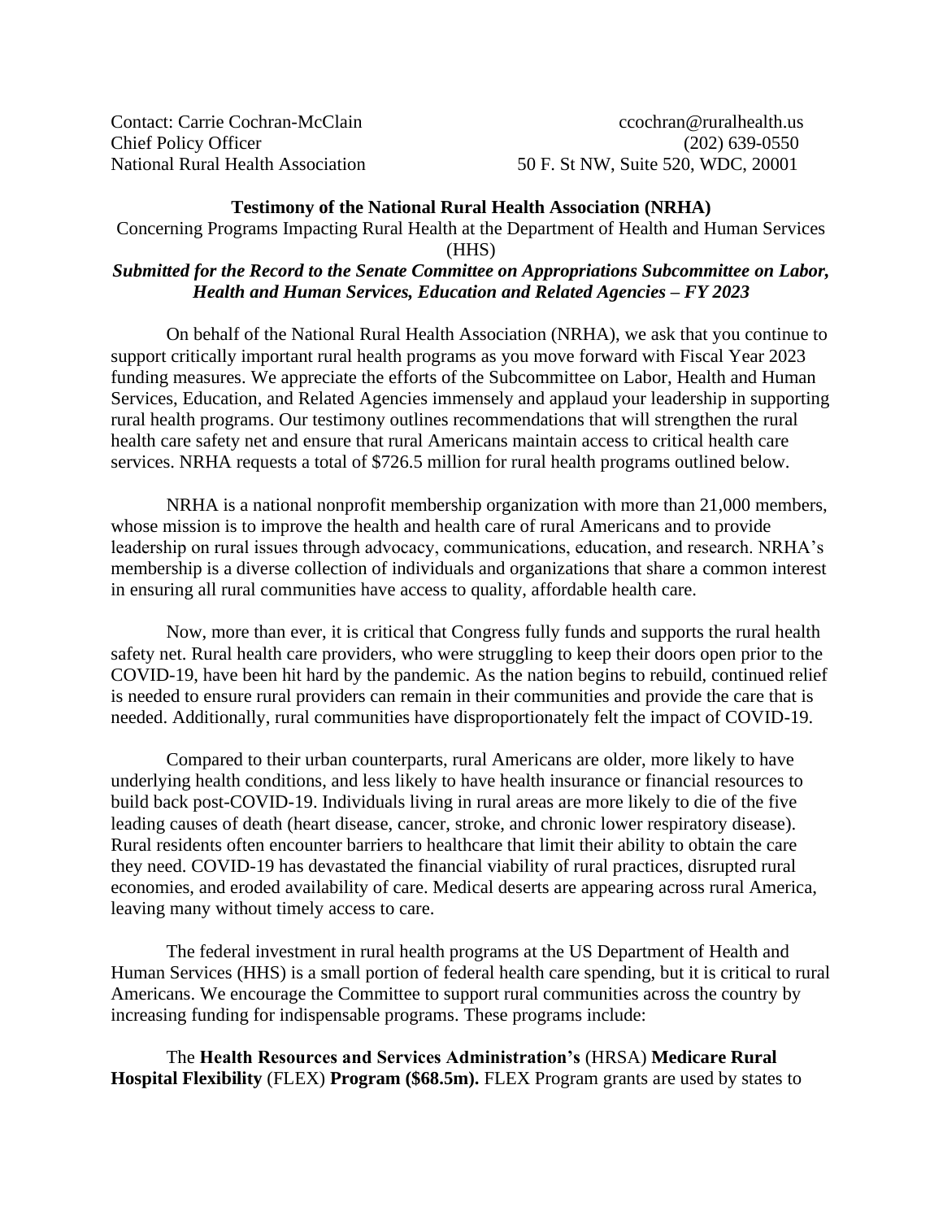Contact: Carrie Cochran-McClain
Chief Policy Officer
National Rural Health Association

ccochran@ruralhealth.us
(202) 639-0550
50 F. St NW, Suite 520, WDC, 20001

**Testimony of the National Rural Health Association (NRHA)**

Concerning Programs Impacting Rural Health at the Department of Health and Human Services (HHS)

***Submitted for the Record to the Senate Committee on Appropriations Subcommittee on Labor, Health and Human Services, Education and Related Agencies – FY 2023***

On behalf of the National Rural Health Association (NRHA), we ask that you continue to support critically important rural health programs as you move forward with Fiscal Year 2023 funding measures. We appreciate the efforts of the Subcommittee on Labor, Health and Human Services, Education, and Related Agencies immensely and applaud your leadership in supporting rural health programs. Our testimony outlines recommendations that will strengthen the rural health care safety net and ensure that rural Americans maintain access to critical health care services. NRHA requests a total of $726.5 million for rural health programs outlined below.

NRHA is a national nonprofit membership organization with more than 21,000 members, whose mission is to improve the health and health care of rural Americans and to provide leadership on rural issues through advocacy, communications, education, and research. NRHA's membership is a diverse collection of individuals and organizations that share a common interest in ensuring all rural communities have access to quality, affordable health care.

Now, more than ever, it is critical that Congress fully funds and supports the rural health safety net. Rural health care providers, who were struggling to keep their doors open prior to the COVID-19, have been hit hard by the pandemic. As the nation begins to rebuild, continued relief is needed to ensure rural providers can remain in their communities and provide the care that is needed. Additionally, rural communities have disproportionately felt the impact of COVID-19.

Compared to their urban counterparts, rural Americans are older, more likely to have underlying health conditions, and less likely to have health insurance or financial resources to build back post-COVID-19. Individuals living in rural areas are more likely to die of the five leading causes of death (heart disease, cancer, stroke, and chronic lower respiratory disease). Rural residents often encounter barriers to healthcare that limit their ability to obtain the care they need. COVID-19 has devastated the financial viability of rural practices, disrupted rural economies, and eroded availability of care. Medical deserts are appearing across rural America, leaving many without timely access to care.

The federal investment in rural health programs at the US Department of Health and Human Services (HHS) is a small portion of federal health care spending, but it is critical to rural Americans. We encourage the Committee to support rural communities across the country by increasing funding for indispensable programs. These programs include:

The **Health Resources and Services Administration's** (HRSA) **Medicare Rural Hospital Flexibility** (FLEX) **Program ($68.5m).** FLEX Program grants are used by states to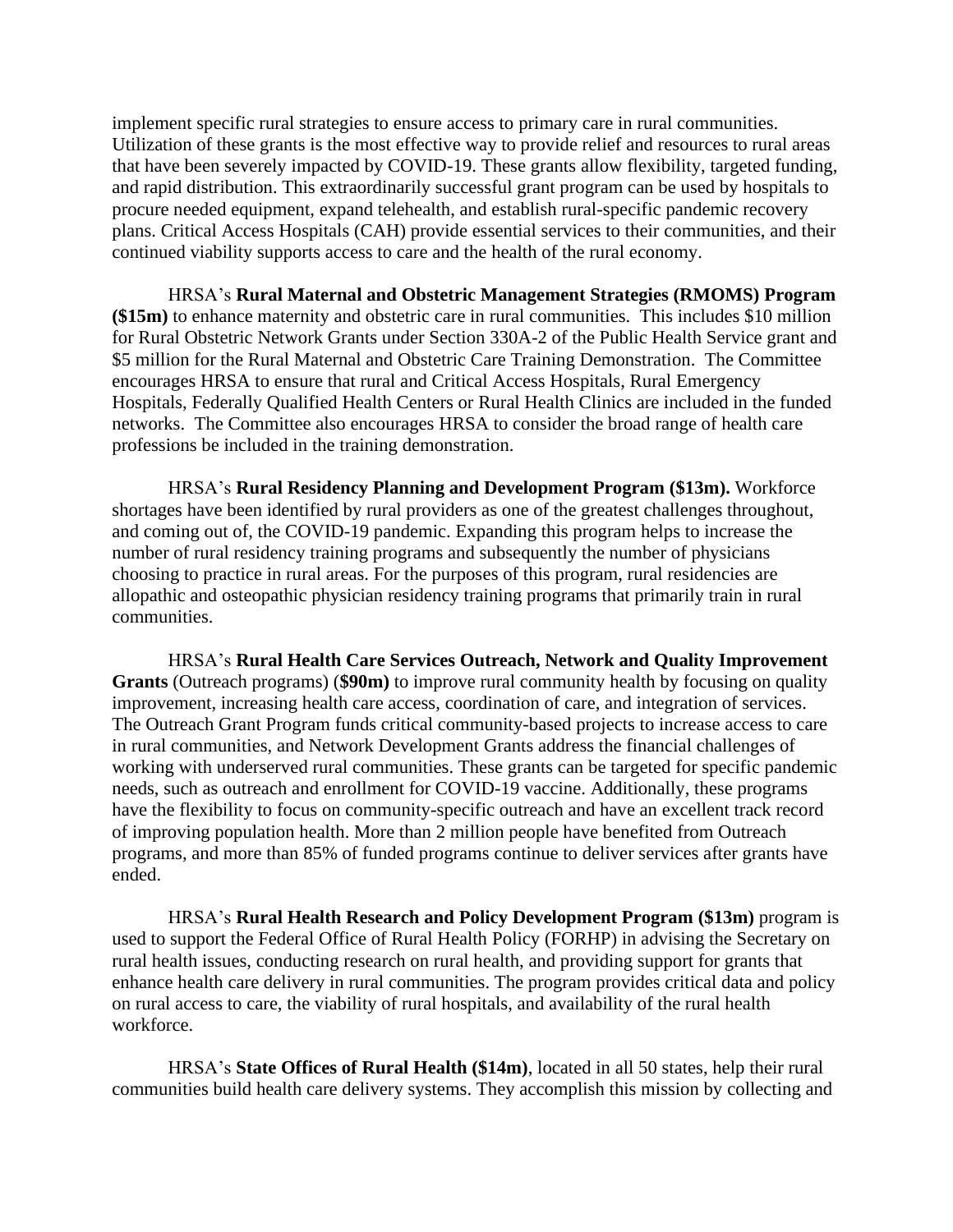implement specific rural strategies to ensure access to primary care in rural communities. Utilization of these grants is the most effective way to provide relief and resources to rural areas that have been severely impacted by COVID-19. These grants allow flexibility, targeted funding, and rapid distribution. This extraordinarily successful grant program can be used by hospitals to procure needed equipment, expand telehealth, and establish rural-specific pandemic recovery plans. Critical Access Hospitals (CAH) provide essential services to their communities, and their continued viability supports access to care and the health of the rural economy.

HRSA's **Rural Maternal and Obstetric Management Strategies (RMOMS) Program ($15m)** to enhance maternity and obstetric care in rural communities. This includes $10 million for Rural Obstetric Network Grants under Section 330A-2 of the Public Health Service grant and $5 million for the Rural Maternal and Obstetric Care Training Demonstration. The Committee encourages HRSA to ensure that rural and Critical Access Hospitals, Rural Emergency Hospitals, Federally Qualified Health Centers or Rural Health Clinics are included in the funded networks. The Committee also encourages HRSA to consider the broad range of health care professions be included in the training demonstration.

HRSA's **Rural Residency Planning and Development Program ($13m).** Workforce shortages have been identified by rural providers as one of the greatest challenges throughout, and coming out of, the COVID-19 pandemic. Expanding this program helps to increase the number of rural residency training programs and subsequently the number of physicians choosing to practice in rural areas. For the purposes of this program, rural residencies are allopathic and osteopathic physician residency training programs that primarily train in rural communities.

HRSA's **Rural Health Care Services Outreach, Network and Quality Improvement Grants** (Outreach programs) (**$90m)** to improve rural community health by focusing on quality improvement, increasing health care access, coordination of care, and integration of services. The Outreach Grant Program funds critical community-based projects to increase access to care in rural communities, and Network Development Grants address the financial challenges of working with underserved rural communities. These grants can be targeted for specific pandemic needs, such as outreach and enrollment for COVID-19 vaccine. Additionally, these programs have the flexibility to focus on community-specific outreach and have an excellent track record of improving population health. More than 2 million people have benefited from Outreach programs, and more than 85% of funded programs continue to deliver services after grants have ended.

HRSA's **Rural Health Research and Policy Development Program ($13m)** program is used to support the Federal Office of Rural Health Policy (FORHP) in advising the Secretary on rural health issues, conducting research on rural health, and providing support for grants that enhance health care delivery in rural communities. The program provides critical data and policy on rural access to care, the viability of rural hospitals, and availability of the rural health workforce.

HRSA's **State Offices of Rural Health ($14m)**, located in all 50 states, help their rural communities build health care delivery systems. They accomplish this mission by collecting and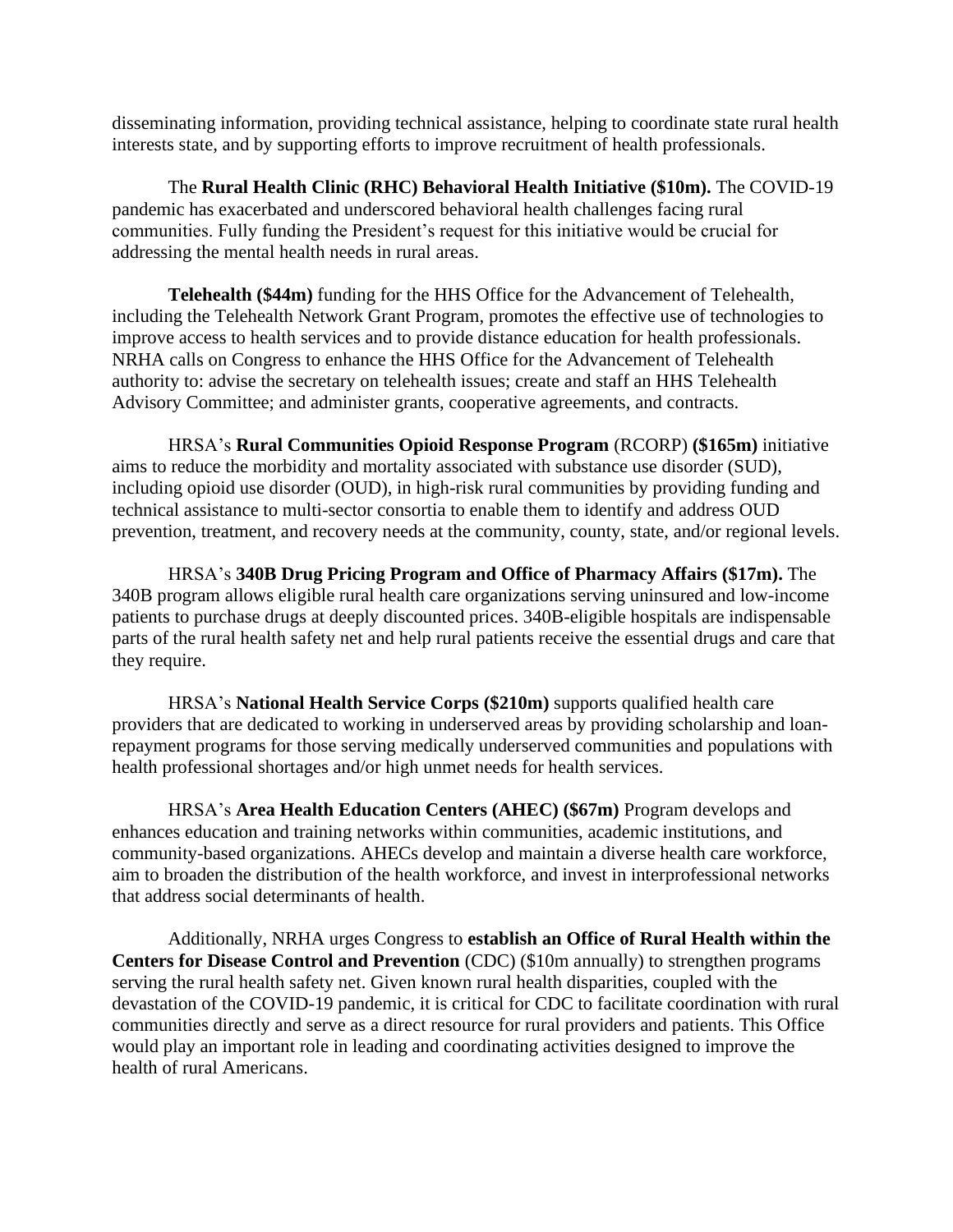disseminating information, providing technical assistance, helping to coordinate state rural health interests state, and by supporting efforts to improve recruitment of health professionals.

The **Rural Health Clinic (RHC) Behavioral Health Initiative ($10m).** The COVID-19 pandemic has exacerbated and underscored behavioral health challenges facing rural communities. Fully funding the President's request for this initiative would be crucial for addressing the mental health needs in rural areas.

**Telehealth ($44m)** funding for the HHS Office for the Advancement of Telehealth, including the Telehealth Network Grant Program, promotes the effective use of technologies to improve access to health services and to provide distance education for health professionals. NRHA calls on Congress to enhance the HHS Office for the Advancement of Telehealth authority to: advise the secretary on telehealth issues; create and staff an HHS Telehealth Advisory Committee; and administer grants, cooperative agreements, and contracts.

HRSA's **Rural Communities Opioid Response Program** (RCORP) **($165m)** initiative aims to reduce the morbidity and mortality associated with substance use disorder (SUD), including opioid use disorder (OUD), in high-risk rural communities by providing funding and technical assistance to multi-sector consortia to enable them to identify and address OUD prevention, treatment, and recovery needs at the community, county, state, and/or regional levels.

HRSA's **340B Drug Pricing Program and Office of Pharmacy Affairs ($17m).** The 340B program allows eligible rural health care organizations serving uninsured and low-income patients to purchase drugs at deeply discounted prices. 340B-eligible hospitals are indispensable parts of the rural health safety net and help rural patients receive the essential drugs and care that they require.

HRSA's **National Health Service Corps ($210m)** supports qualified health care providers that are dedicated to working in underserved areas by providing scholarship and loan-repayment programs for those serving medically underserved communities and populations with health professional shortages and/or high unmet needs for health services.

HRSA's **Area Health Education Centers (AHEC) ($67m)** Program develops and enhances education and training networks within communities, academic institutions, and community-based organizations. AHECs develop and maintain a diverse health care workforce, aim to broaden the distribution of the health workforce, and invest in interprofessional networks that address social determinants of health.

Additionally, NRHA urges Congress to **establish an Office of Rural Health within the Centers for Disease Control and Prevention** (CDC) ($10m annually) to strengthen programs serving the rural health safety net. Given known rural health disparities, coupled with the devastation of the COVID-19 pandemic, it is critical for CDC to facilitate coordination with rural communities directly and serve as a direct resource for rural providers and patients. This Office would play an important role in leading and coordinating activities designed to improve the health of rural Americans.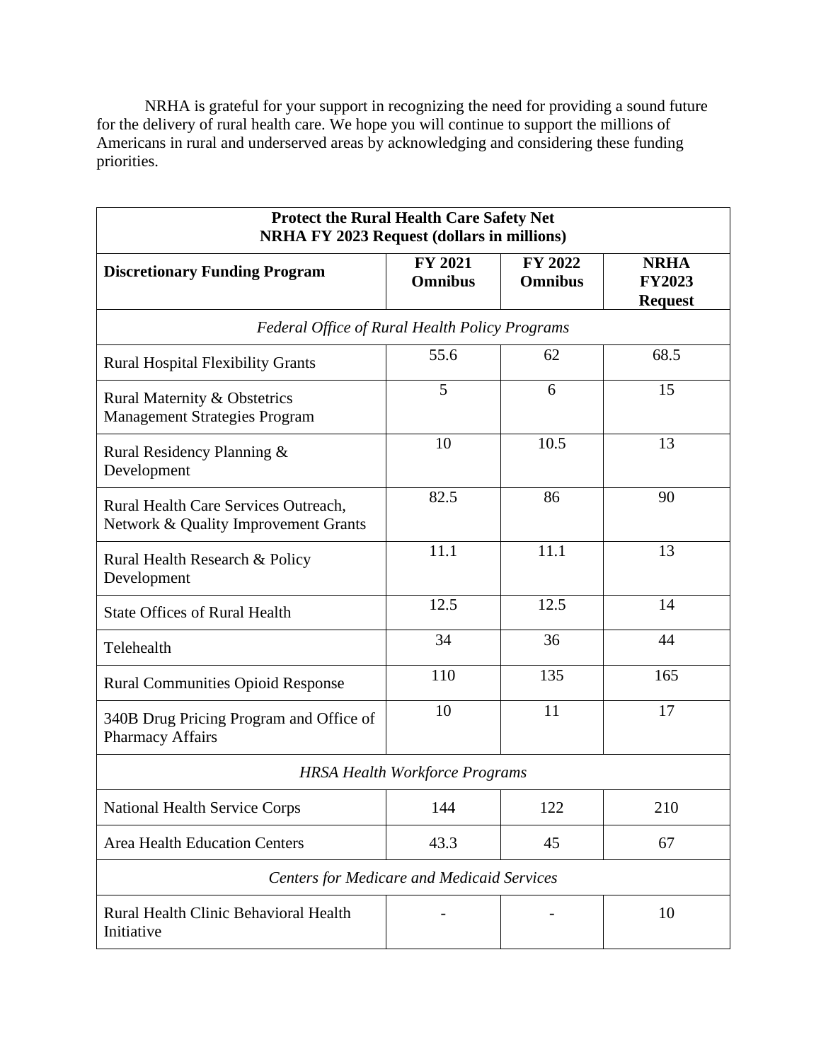NRHA is grateful for your support in recognizing the need for providing a sound future for the delivery of rural health care. We hope you will continue to support the millions of Americans in rural and underserved areas by acknowledging and considering these funding priorities.

| **Protect the Rural Health Care Safety Net**<br>**NRHA FY 2023 Request (dollars in millions)** | | | |
|---|---|---|---|
| **Discretionary Funding Program** | **FY 2021 Omnibus** | **FY 2022 Omnibus** | **NRHA FY2023 Request** |
| *Federal Office of Rural Health Policy Programs* | | | |
| Rural Hospital Flexibility Grants | 55.6 | 62 | 68.5 |
| Rural Maternity & Obstetrics Management Strategies Program | 5 | 6 | 15 |
| Rural Residency Planning & Development | 10 | 10.5 | 13 |
| Rural Health Care Services Outreach, Network & Quality Improvement Grants | 82.5 | 86 | 90 |
| Rural Health Research & Policy Development | 11.1 | 11.1 | 13 |
| State Offices of Rural Health | 12.5 | 12.5 | 14 |
| Telehealth | 34 | 36 | 44 |
| Rural Communities Opioid Response | 110 | 135 | 165 |
| 340B Drug Pricing Program and Office of Pharmacy Affairs | 10 | 11 | 17 |
| *HRSA Health Workforce Programs* | | | |
| National Health Service Corps | 144 | 122 | 210 |
| Area Health Education Centers | 43.3 | 45 | 67 |
| *Centers for Medicare and Medicaid Services* | | | |
| Rural Health Clinic Behavioral Health Initiative | - | - | 10 |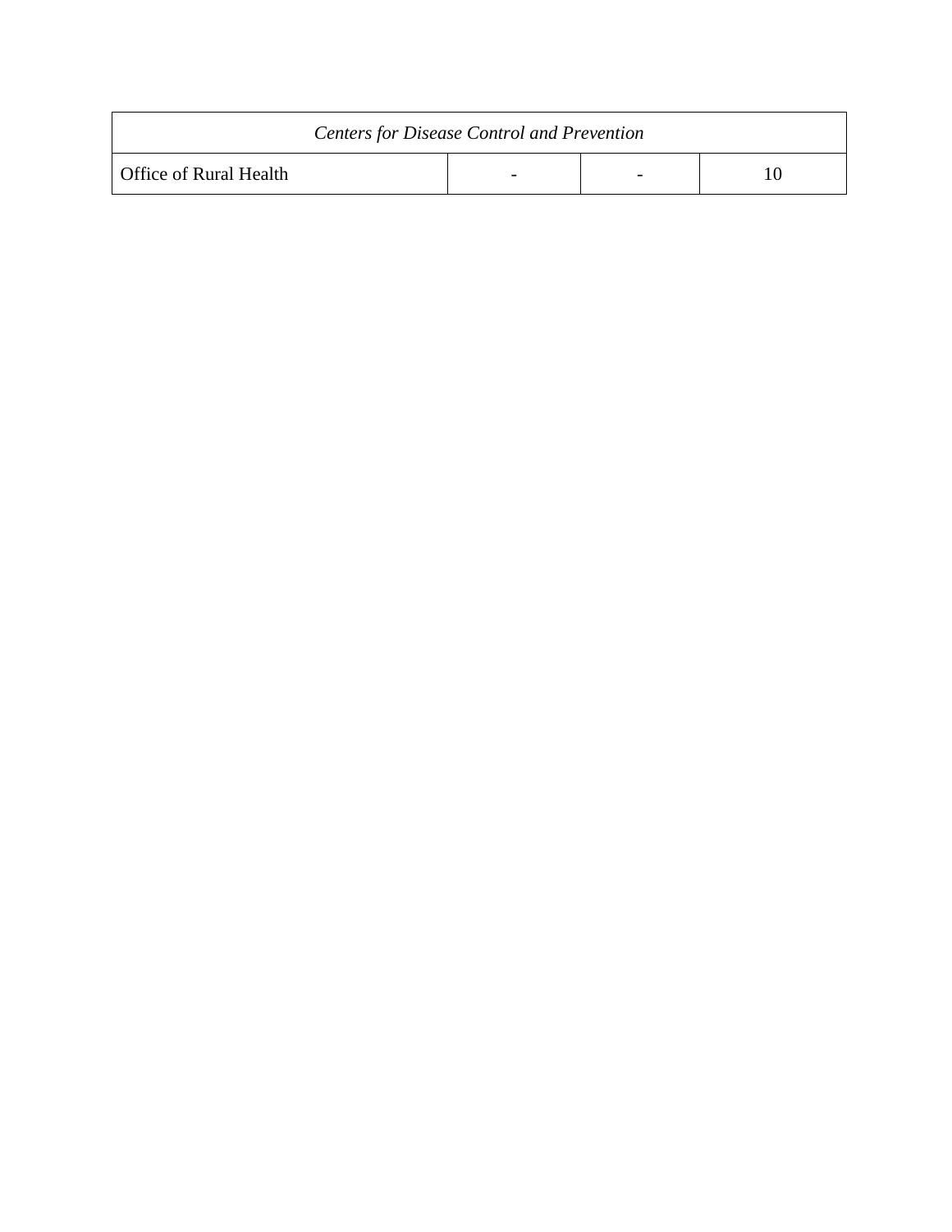| | | | |
|---|---|---|---|
| *Centers for Disease Control and Prevention* | | | |
| Office of Rural Health | - | - | 10 |